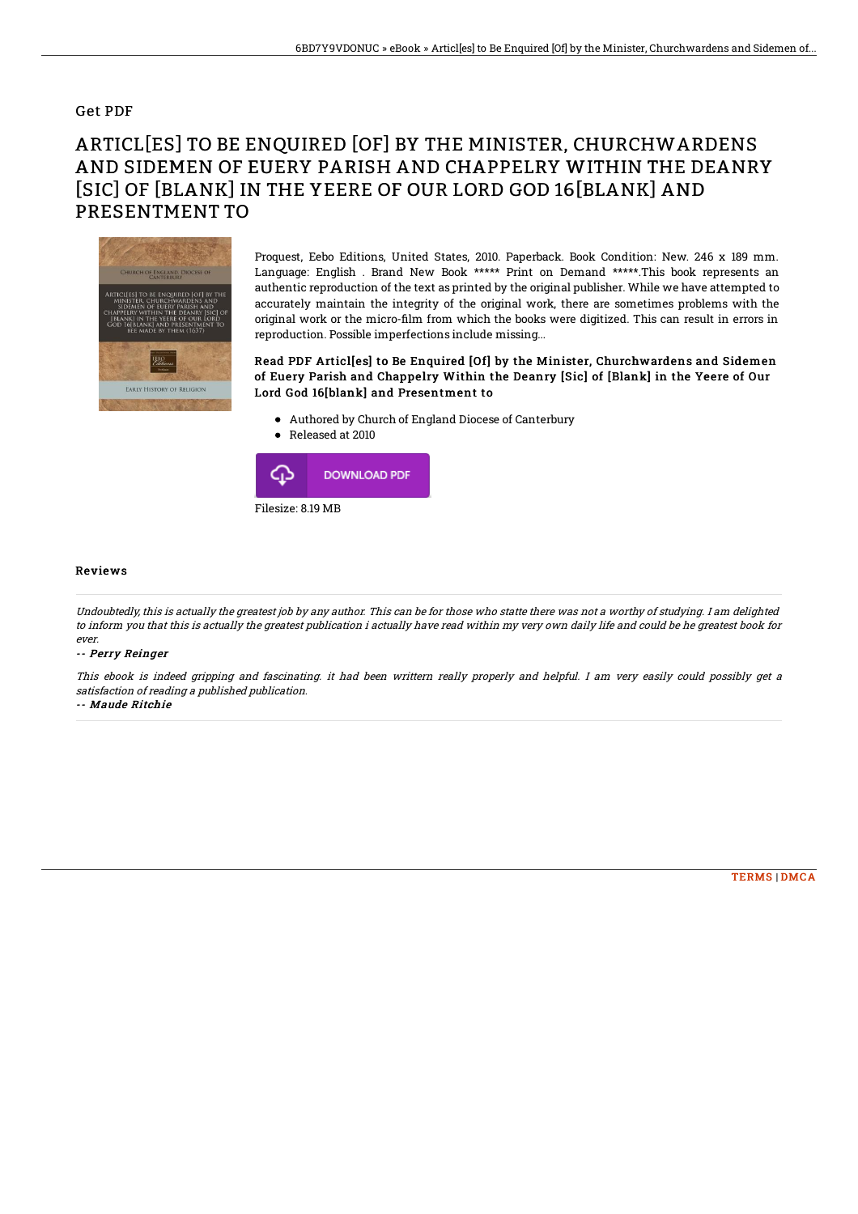## Get PDF

# ARTICL[ES] TO BE ENQUIRED [OF] BY THE MINISTER, CHURCHWARDENS AND SIDEMEN OF EUERY PARISH AND CHAPPELRY WITHIN THE DEANRY [SIC] OF [BLANK] IN THE YEERE OF OUR LORD GOD 16[BLANK] AND PRESENTMENT TO

Proquest, Eebo Editions, United States, 2010. Paperback. Book Condition: New. 246 x 189 mm. Language: English . Brand New Book ***** Print on Demand *****.This book represents an authentic reproduction of the text as printed by the original publisher. While we have attempted to accurately maintain the integrity of the original work, there are sometimes problems with the original work or the micro-film from which the books were digitized. This can result in errors in reproduction. Possible imperfections include missing...

### Read PDF Articl[es] to Be Enquired [Of] by the Minister, Churchwardens and Sidemen of Euery Parish and Chappelry Within the Deanry [Sic] of [Blank] in the Yeere of Our Lord God 16[blank] and Presentment to

- Authored by Church of England Diocese of Canterbury
- Released at 2010

DOWNLOAD PDF

Filesize: 8.19 MB

## Reviews

*Undoubtedly, this is actually the greatest job by any author. This can be for those who statte there was not a worthy of studying. I am delighted to inform you that this is actually the greatest publication i actually have read within my very own daily life and could be he greatest book for ever.*

*-- Perry Reinger*

*This ebook is indeed gripping and fascinating. it had been writtern really properly and helpful. I am very easily could possibly get a satisfaction of reading a published publication.*

*-- Maude Ritchie*

TERMS | DMCA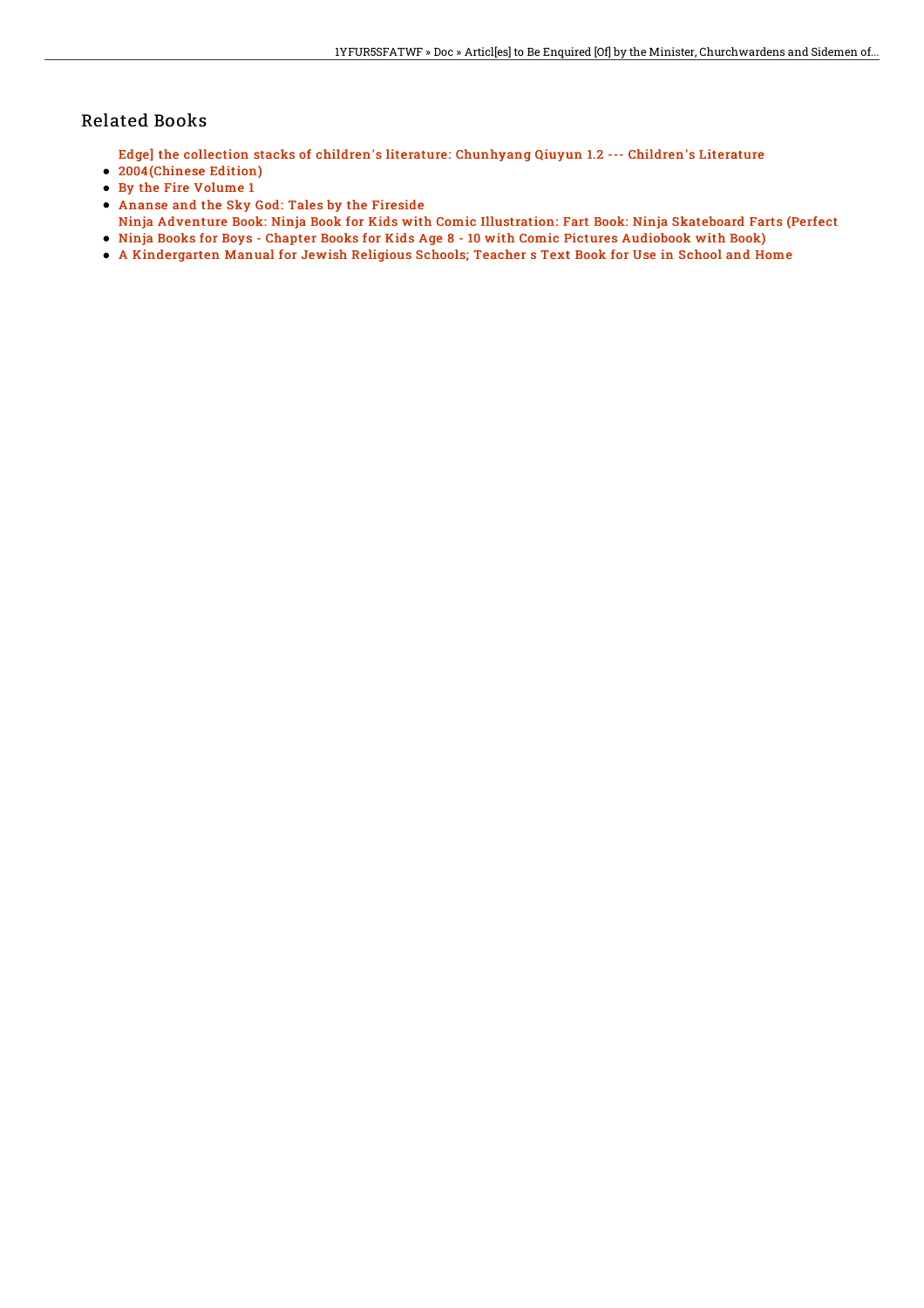## Related Books

- Edge] the collection stacks of children's literature: Chunhyang Qiuyun 1.2 --- Children's Literature 2004(Chinese Edition)
- By the Fire Volume 1
- Ananse and the Sky God: Tales by the Fireside
- Ninja Adventure Book: Ninja Book for Kids with Comic Illustration: Fart Book: Ninja Skateboard Farts (Perfect Ninja Books for Boys - Chapter Books for Kids Age 8 - 10 with Comic Pictures Audiobook with Book)
- A Kindergarten Manual for Jewish Religious Schools; Teacher s Text Book for Use in School and Home